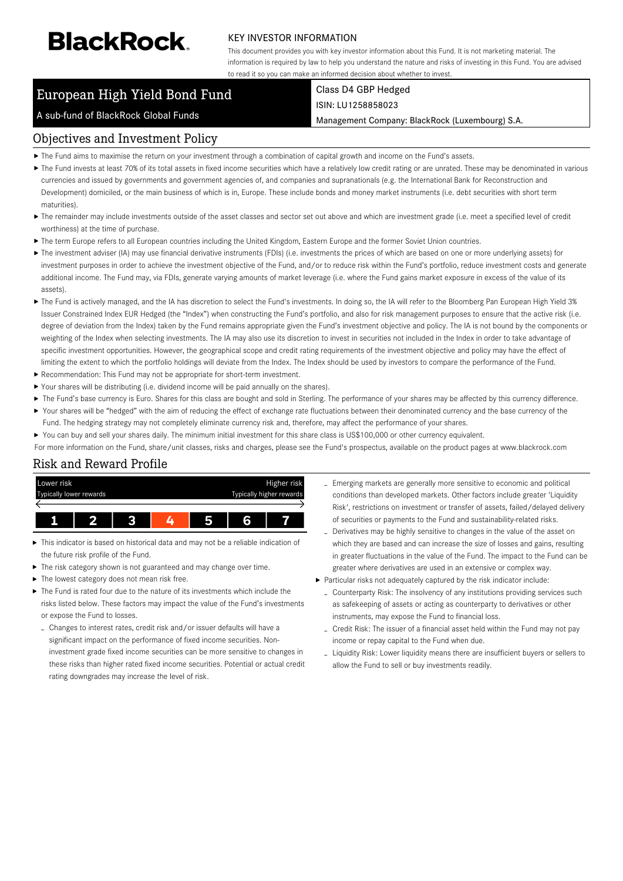# BlackRock.

KEY INVESTOR INFORMATION

This document provides you with key investor information about this Fund. It is not marketing material. The information is required by law to help you understand the nature and risks of investing in this Fund. You are advised to read it so you can make an informed decision about whether to invest.

## European High Yield Bond Fund

A sub-fund of BlackRock Global Funds

Class D4 GBP Hedged

ISIN: LU1258858023

Management Company: BlackRock (Luxembourg) S.A.

## Objectives and Investment Policy

- The Fund aims to maximise the return on your investment through a combination of capital growth and income on the Fund's assets.
- The Fund invests at least 70% of its total assets in fixed income securities which have a relatively low credit rating or are unrated. These may be denominated in various currencies and issued by governments and government agencies of, and companies and supranationals (e.g. the International Bank for Reconstruction and Development) domiciled, or the main business of which is in, Europe. These include bonds and money market instruments (i.e. debt securities with short term maturities).
- The remainder may include investments outside of the asset classes and sector set out above and which are investment grade (i.e. meet a specified level of credit worthiness) at the time of purchase.
- The term Europe refers to all European countries including the United Kingdom, Eastern Europe and the former Soviet Union countries.
- The investment adviser (IA) may use financial derivative instruments (FDIs) (i.e. investments the prices of which are based on one or more underlying assets) for investment purposes in order to achieve the investment objective of the Fund, and/or to reduce risk within the Fund's portfolio, reduce investment costs and generate additional income. The Fund may, via FDIs, generate varying amounts of market leverage (i.e. where the Fund gains market exposure in excess of the value of its assets).
- The Fund is actively managed, and the IA has discretion to select the Fund's investments. In doing so, the IA will refer to the Bloomberg Pan European High Yield 3% Issuer Constrained Index EUR Hedged (the "Index") when constructing the Fund's portfolio, and also for risk management purposes to ensure that the active risk (i.e. degree of deviation from the Index) taken by the Fund remains appropriate given the Fund's investment objective and policy. The IA is not bound by the components or weighting of the Index when selecting investments. The IA may also use its discretion to invest in securities not included in the Index in order to take advantage of specific investment opportunities. However, the geographical scope and credit rating requirements of the investment objective and policy may have the effect of limiting the extent to which the portfolio holdings will deviate from the Index. The Index should be used by investors to compare the performance of the Fund.
- Recommendation: This Fund may not be appropriate for short-term investment.
- Your shares will be distributing (i.e. dividend income will be paid annually on the shares).
- The Fund's base currency is Euro. Shares for this class are bought and sold in Sterling. The performance of your shares may be affected by this currency difference.
- Your shares will be "hedged" with the aim of reducing the effect of exchange rate fluctuations between their denominated currency and the base currency of the Fund. The hedging strategy may not completely eliminate currency risk and, therefore, may affect the performance of your shares.
- You can buy and sell your shares daily. The minimum initial investment for this share class is US$100,000 or other currency equivalent.

For more information on the Fund, share/unit classes, risks and charges, please see the Fund's prospectus, available on the product pages at www.blackrock.com

## Risk and Reward Profile

| Lower risk<br>Typically lower rewards | | | | | | Higher risk<br>Typically higher rewards |
|---|---|---|---|---|---|---|
| 1 | 2 | 3 | **4** | 5 | 6 | 7 |

- This indicator is based on historical data and may not be a reliable indication of the future risk profile of the Fund.
- The risk category shown is not guaranteed and may change over time.
- The lowest category does not mean risk free.
- The Fund is rated four due to the nature of its investments which include the risks listed below. These factors may impact the value of the Fund's investments or expose the Fund to losses.
  - Changes to interest rates, credit risk and/or issuer defaults will have a significant impact on the performance of fixed income securities. Non-investment grade fixed income securities can be more sensitive to changes in these risks than higher rated fixed income securities. Potential or actual credit rating downgrades may increase the level of risk.
  - Emerging markets are generally more sensitive to economic and political conditions than developed markets. Other factors include greater 'Liquidity Risk', restrictions on investment or transfer of assets, failed/delayed delivery of securities or payments to the Fund and sustainability-related risks.
  - Derivatives may be highly sensitive to changes in the value of the asset on which they are based and can increase the size of losses and gains, resulting in greater fluctuations in the value of the Fund. The impact to the Fund can be greater where derivatives are used in an extensive or complex way.
- Particular risks not adequately captured by the risk indicator include:
  - Counterparty Risk: The insolvency of any institutions providing services such as safekeeping of assets or acting as counterparty to derivatives or other instruments, may expose the Fund to financial loss.
  - Credit Risk: The issuer of a financial asset held within the Fund may not pay income or repay capital to the Fund when due.
  - Liquidity Risk: Lower liquidity means there are insufficient buyers or sellers to allow the Fund to sell or buy investments readily.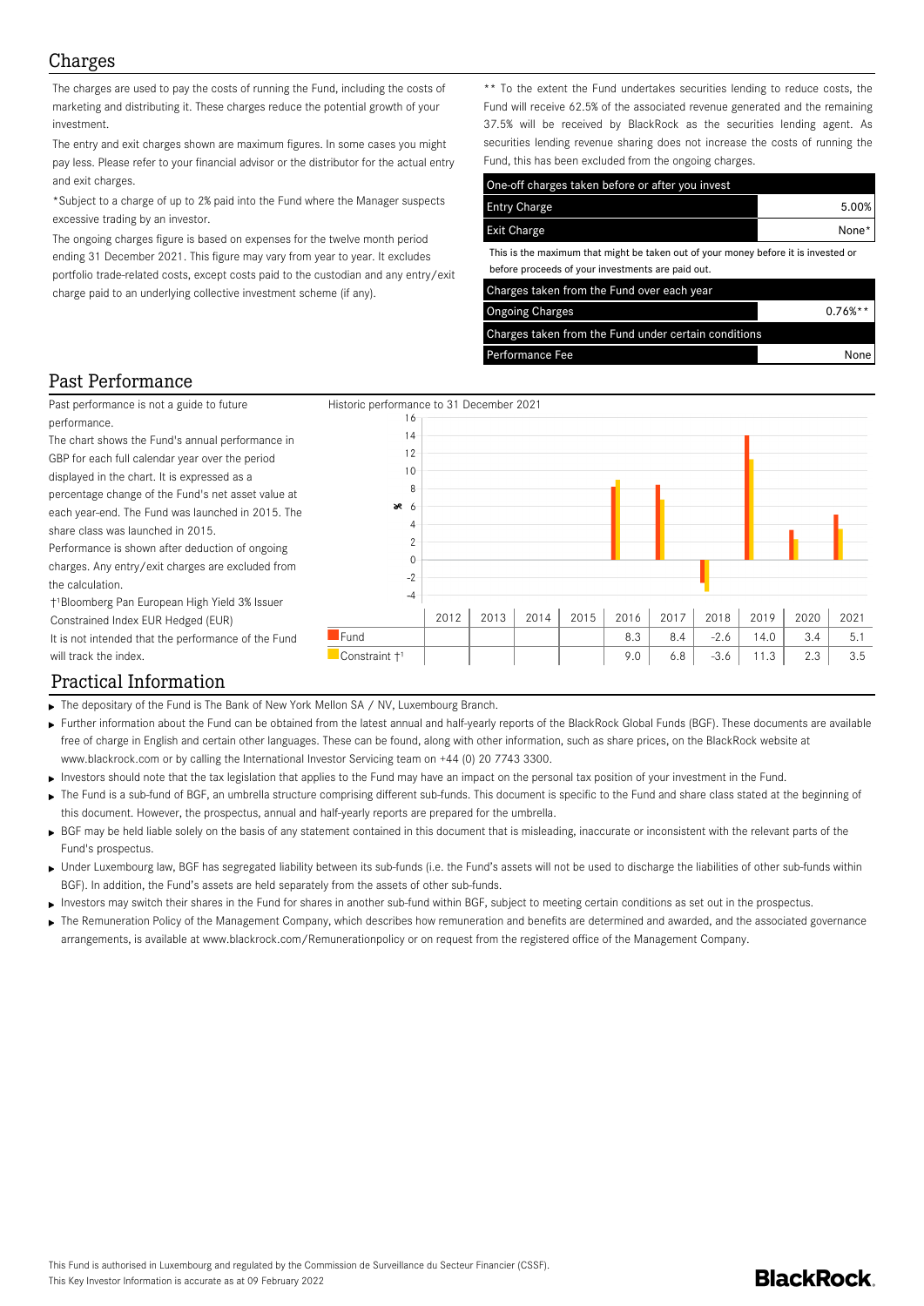## Charges

The charges are used to pay the costs of running the Fund, including the costs of marketing and distributing it. These charges reduce the potential growth of your investment.

The entry and exit charges shown are maximum figures. In some cases you might pay less. Please refer to your financial advisor or the distributor for the actual entry and exit charges.

*Subject to a charge of up to 2% paid into the Fund where the Manager suspects excessive trading by an investor.

The ongoing charges figure is based on expenses for the twelve month period ending 31 December 2021. This figure may vary from year to year. It excludes portfolio trade-related costs, except costs paid to the custodian and any entry/exit charge paid to an underlying collective investment scheme (if any).

** To the extent the Fund undertakes securities lending to reduce costs, the Fund will receive 62.5% of the associated revenue generated and the remaining 37.5% will be received by BlackRock as the securities lending agent. As securities lending revenue sharing does not increase the costs of running the Fund, this has been excluded from the ongoing charges.

| One-off charges taken before or after you invest | |
|---|---|
| Entry Charge | 5.00% |
| Exit Charge | None* |

This is the maximum that might be taken out of your money before it is invested or before proceeds of your investments are paid out.

| Charges taken from the Fund over each year | |
|---|---|
| Ongoing Charges | 0.76%** |

| Charges taken from the Fund under certain conditions | |
|---|---|
| Performance Fee | None |

## Past Performance

Past performance is not a guide to future performance.

The chart shows the Fund's annual performance in GBP for each full calendar year over the period displayed in the chart. It is expressed as a percentage change of the Fund's net asset value at each year-end. The Fund was launched in 2015. The share class was launched in 2015.

Performance is shown after deduction of ongoing charges. Any entry/exit charges are excluded from the calculation.

†[1]Bloomberg Pan European High Yield 3% Issuer Constrained Index EUR Hedged (EUR)

It is not intended that the performance of the Fund will track the index.

Historic performance to 31 December 2021

%

16, 14, 12, 10, 8, 6, 4, 2, 0, -2, -4

| | 2012 | 2013 | 2014 | 2015 | 2016 | 2017 | 2018 | 2019 | 2020 | 2021 |
|---|---|---|---|---|---|---|---|---|---|---|
| Fund | | | | | 8.3 | 8.4 | -2.6 | 14.0 | 3.4 | 5.1 |
| Constraint †[1] | | | | | 9.0 | 6.8 | -3.6 | 11.3 | 2.3 | 3.5 |

## Practical Information

- The depositary of the Fund is The Bank of New York Mellon SA / NV, Luxembourg Branch.
- Further information about the Fund can be obtained from the latest annual and half-yearly reports of the BlackRock Global Funds (BGF). These documents are available free of charge in English and certain other languages. These can be found, along with other information, such as share prices, on the BlackRock website at www.blackrock.com or by calling the International Investor Servicing team on +44 (0) 20 7743 3300.
- Investors should note that the tax legislation that applies to the Fund may have an impact on the personal tax position of your investment in the Fund.
- The Fund is a sub-fund of BGF, an umbrella structure comprising different sub-funds. This document is specific to the Fund and share class stated at the beginning of this document. However, the prospectus, annual and half-yearly reports are prepared for the umbrella.
- BGF may be held liable solely on the basis of any statement contained in this document that is misleading, inaccurate or inconsistent with the relevant parts of the Fund's prospectus.
- Under Luxembourg law, BGF has segregated liability between its sub-funds (i.e. the Fund's assets will not be used to discharge the liabilities of other sub-funds within BGF). In addition, the Fund's assets are held separately from the assets of other sub-funds.
- Investors may switch their shares in the Fund for shares in another sub-fund within BGF, subject to meeting certain conditions as set out in the prospectus.
- The Remuneration Policy of the Management Company, which describes how remuneration and benefits are determined and awarded, and the associated governance arrangements, is available at www.blackrock.com/Remunerationpolicy or on request from the registered office of the Management Company.

This Fund is authorised in Luxembourg and regulated by the Commission de Surveillance du Secteur Financier (CSSF).
This Key Investor Information is accurate as at 09 February 2022

BlackRock.